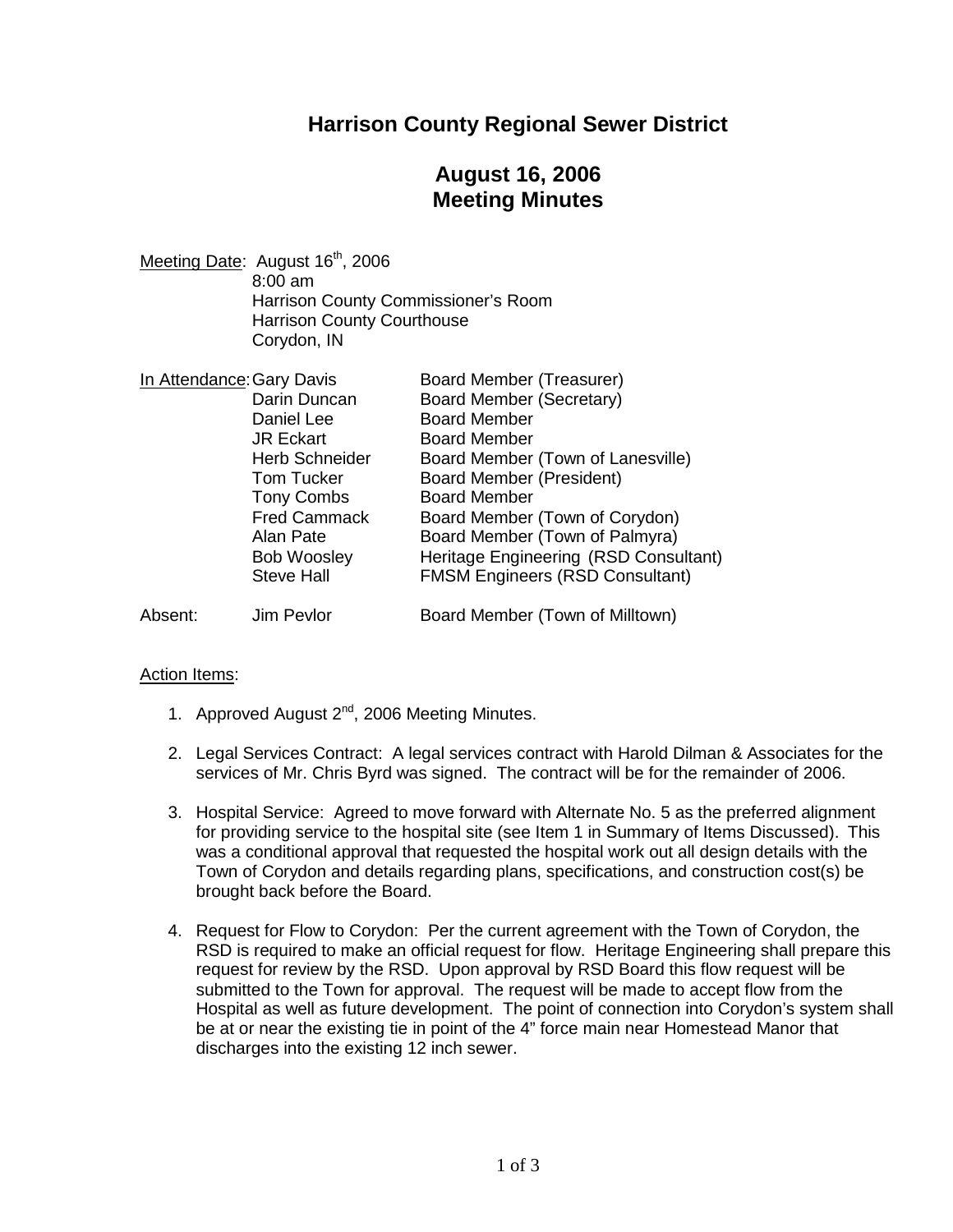# Harrison County Regional Sewer District

## August 16, 2006
## Meeting Minutes

Meeting Date: August 16th, 2006
8:00 am
Harrison County Commissioner's Room
Harrison County Courthouse
Corydon, IN

| In Attendance: | | |
| --- | --- | --- |
| | Gary Davis | Board Member (Treasurer) |
| | Darin Duncan | Board Member (Secretary) |
| | Daniel Lee | Board Member |
| | JR Eckart | Board Member |
| | Herb Schneider | Board Member (Town of Lanesville) |
| | Tom Tucker | Board Member (President) |
| | Tony Combs | Board Member |
| | Fred Cammack | Board Member (Town of Corydon) |
| | Alan Pate | Board Member (Town of Palmyra) |
| | Bob Woosley | Heritage Engineering (RSD Consultant) |
| | Steve Hall | FMSM Engineers (RSD Consultant) |
| Absent: | Jim Pevlor | Board Member (Town of Milltown) |

Action Items:

1. Approved August 2nd, 2006 Meeting Minutes.

2. Legal Services Contract: A legal services contract with Harold Dilman & Associates for the services of Mr. Chris Byrd was signed. The contract will be for the remainder of 2006.

3. Hospital Service: Agreed to move forward with Alternate No. 5 as the preferred alignment for providing service to the hospital site (see Item 1 in Summary of Items Discussed). This was a conditional approval that requested the hospital work out all design details with the Town of Corydon and details regarding plans, specifications, and construction cost(s) be brought back before the Board.

4. Request for Flow to Corydon: Per the current agreement with the Town of Corydon, the RSD is required to make an official request for flow. Heritage Engineering shall prepare this request for review by the RSD. Upon approval by RSD Board this flow request will be submitted to the Town for approval. The request will be made to accept flow from the Hospital as well as future development. The point of connection into Corydon's system shall be at or near the existing tie in point of the 4" force main near Homestead Manor that discharges into the existing 12 inch sewer.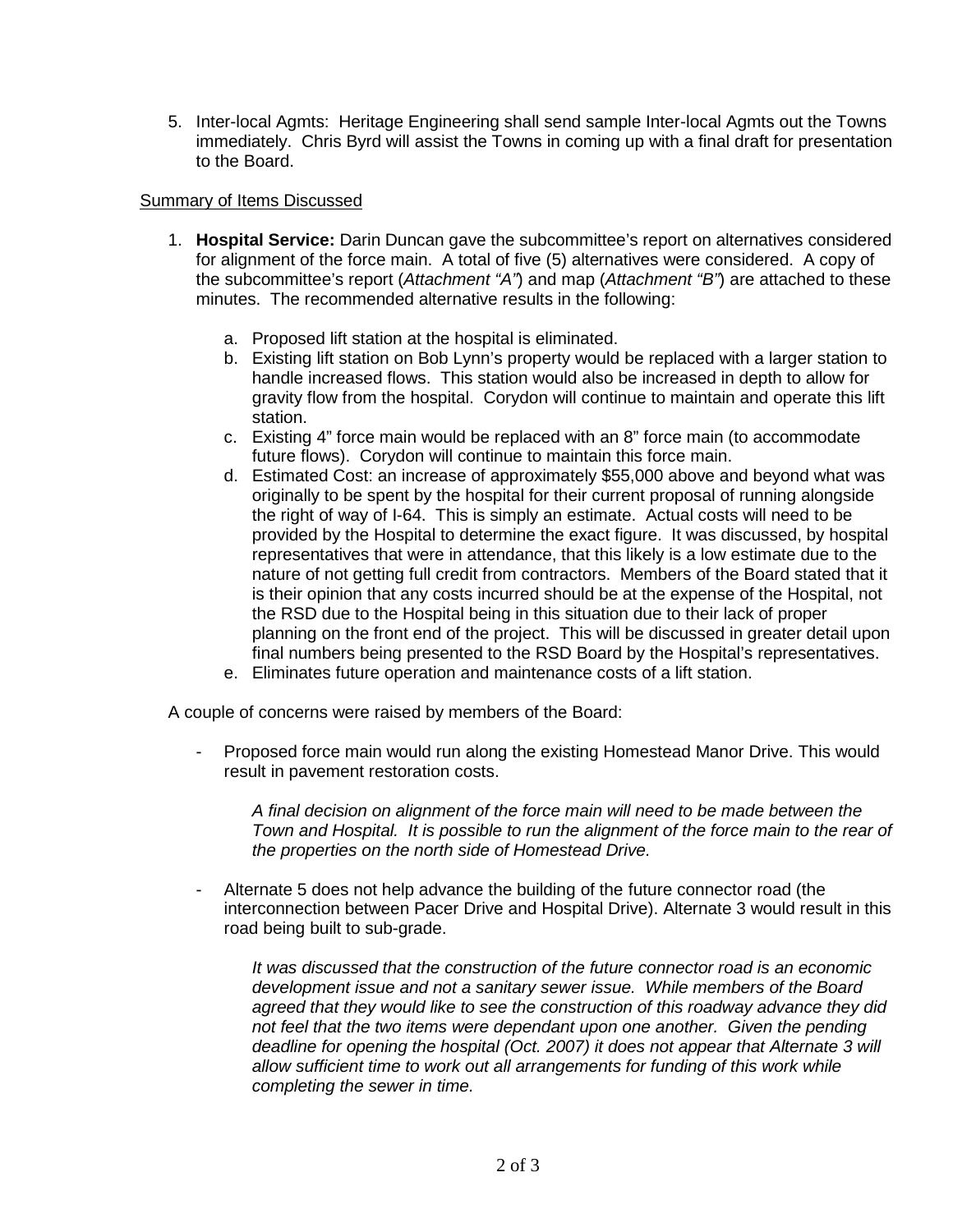5. Inter-local Agmts: Heritage Engineering shall send sample Inter-local Agmts out the Towns immediately. Chris Byrd will assist the Towns in coming up with a final draft for presentation to the Board.

Summary of Items Discussed

1. **Hospital Service:** Darin Duncan gave the subcommittee's report on alternatives considered for alignment of the force main. A total of five (5) alternatives were considered. A copy of the subcommittee's report (*Attachment "A"*) and map (*Attachment "B"*) are attached to these minutes. The recommended alternative results in the following:

    a. Proposed lift station at the hospital is eliminated.
    b. Existing lift station on Bob Lynn's property would be replaced with a larger station to handle increased flows. This station would also be increased in depth to allow for gravity flow from the hospital. Corydon will continue to maintain and operate this lift station.
    c. Existing 4" force main would be replaced with an 8" force main (to accommodate future flows). Corydon will continue to maintain this force main.
    d. Estimated Cost: an increase of approximately $55,000 above and beyond what was originally to be spent by the hospital for their current proposal of running alongside the right of way of I-64. This is simply an estimate. Actual costs will need to be provided by the Hospital to determine the exact figure. It was discussed, by hospital representatives that were in attendance, that this likely is a low estimate due to the nature of not getting full credit from contractors. Members of the Board stated that it is their opinion that any costs incurred should be at the expense of the Hospital, not the RSD due to the Hospital being in this situation due to their lack of proper planning on the front end of the project. This will be discussed in greater detail upon final numbers being presented to the RSD Board by the Hospital's representatives.
    e. Eliminates future operation and maintenance costs of a lift station.

A couple of concerns were raised by members of the Board:

- Proposed force main would run along the existing Homestead Manor Drive. This would result in pavement restoration costs.

    *A final decision on alignment of the force main will need to be made between the Town and Hospital. It is possible to run the alignment of the force main to the rear of the properties on the north side of Homestead Drive.*

- Alternate 5 does not help advance the building of the future connector road (the interconnection between Pacer Drive and Hospital Drive). Alternate 3 would result in this road being built to sub-grade.

    *It was discussed that the construction of the future connector road is an economic development issue and not a sanitary sewer issue. While members of the Board agreed that they would like to see the construction of this roadway advance they did not feel that the two items were dependant upon one another. Given the pending deadline for opening the hospital (Oct. 2007) it does not appear that Alternate 3 will allow sufficient time to work out all arrangements for funding of this work while completing the sewer in time.*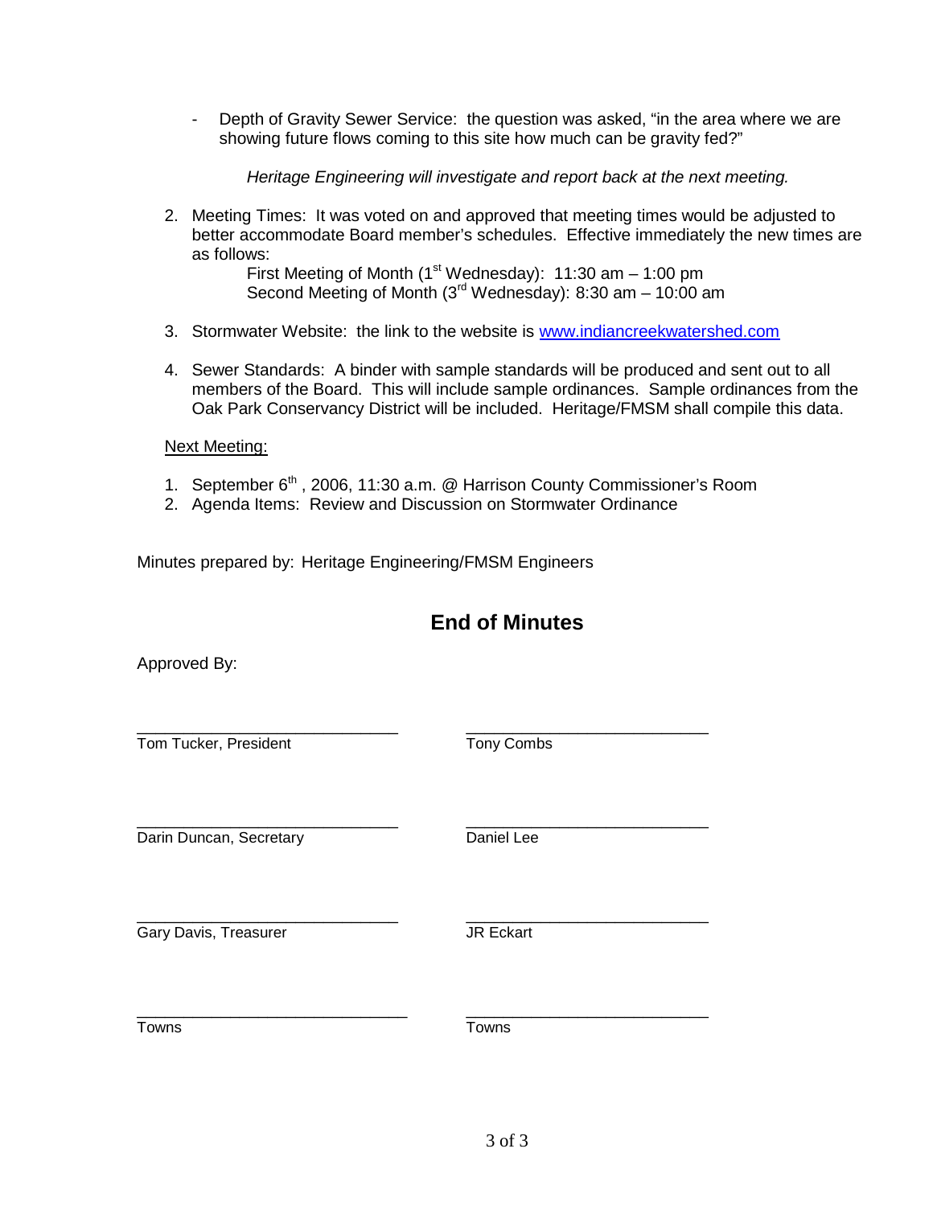- Depth of Gravity Sewer Service: the question was asked, "in the area where we are showing future flows coming to this site how much can be gravity fed?"

  *Heritage Engineering will investigate and report back at the next meeting.*

2. Meeting Times: It was voted on and approved that meeting times would be adjusted to better accommodate Board member's schedules. Effective immediately the new times are as follows:

   First Meeting of Month (1st Wednesday): 11:30 am – 1:00 pm
   Second Meeting of Month (3rd Wednesday): 8:30 am – 10:00 am

3. Stormwater Website: the link to the website is www.indiancreekwatershed.com

4. Sewer Standards: A binder with sample standards will be produced and sent out to all members of the Board. This will include sample ordinances. Sample ordinances from the Oak Park Conservancy District will be included. Heritage/FMSM shall compile this data.

Next Meeting:

1. September 6th, 2006, 11:30 a.m. @ Harrison County Commissioner's Room
2. Agenda Items: Review and Discussion on Stormwater Ordinance

Minutes prepared by: Heritage Engineering/FMSM Engineers

## End of Minutes

Approved By:

| | |
|---|---|
| ____________________________ | ____________________________ |
| Tom Tucker, President | Tony Combs |
| ____________________________ | ____________________________ |
| Darin Duncan, Secretary | Daniel Lee |
| ____________________________ | ____________________________ |
| Gary Davis, Treasurer | JR Eckart |
| ____________________________ | ____________________________ |
| Towns | Towns |